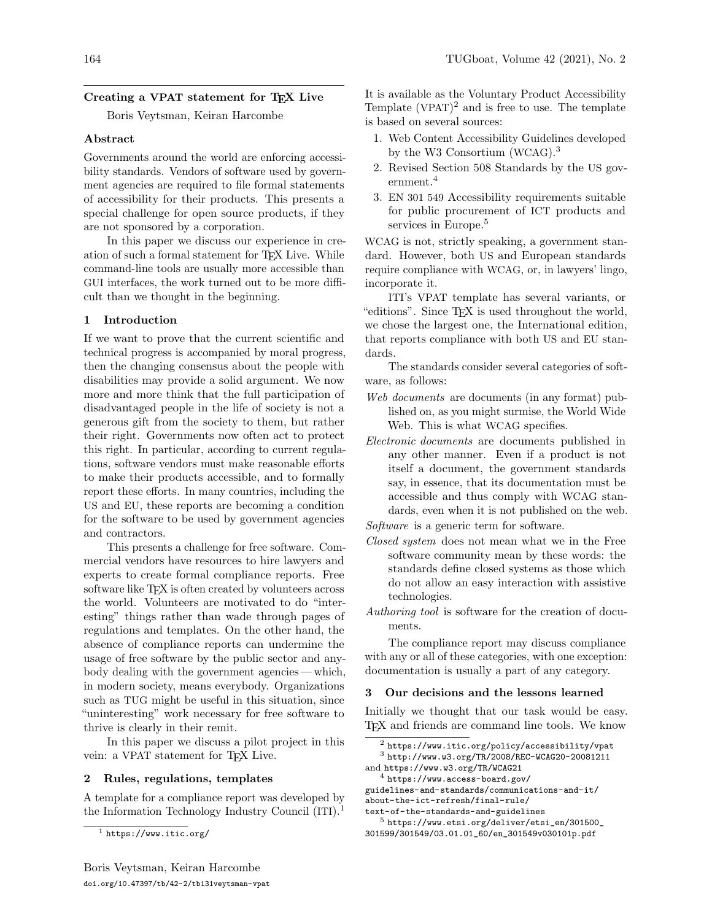# Creating a VPAT statement for TeX Live

Boris Veytsman, Keiran Harcombe

## Abstract

Governments around the world are enforcing accessibility standards. Vendors of software used by government agencies are required to file formal statements of accessibility for their products. This presents a special challenge for open source products, if they are not sponsored by a corporation.

In this paper we discuss our experience in creation of such a formal statement for TeX Live. While command-line tools are usually more accessible than GUI interfaces, the work turned out to be more difficult than we thought in the beginning.

## 1 Introduction

If we want to prove that the current scientific and technical progress is accompanied by moral progress, then the changing consensus about the people with disabilities may provide a solid argument. We now more and more think that the full participation of disadvantaged people in the life of society is not a generous gift from the society to them, but rather their right. Governments now often act to protect this right. In particular, according to current regulations, software vendors must make reasonable efforts to make their products accessible, and to formally report these efforts. In many countries, including the US and EU, these reports are becoming a condition for the software to be used by government agencies and contractors.

This presents a challenge for free software. Commercial vendors have resources to hire lawyers and experts to create formal compliance reports. Free software like TeX is often created by volunteers across the world. Volunteers are motivated to do "interesting" things rather than wade through pages of regulations and templates. On the other hand, the absence of compliance reports can undermine the usage of free software by the public sector and anybody dealing with the government agencies — which, in modern society, means everybody. Organizations such as TUG might be useful in this situation, since "uninteresting" work necessary for free software to thrive is clearly in their remit.

In this paper we discuss a pilot project in this vein: a VPAT statement for TeX Live.

## 2 Rules, regulations, templates

A template for a compliance report was developed by the Information Technology Industry Council (ITI).[1] It is available as the Voluntary Product Accessibility Template (VPAT)[2] and is free to use. The template is based on several sources:

1. Web Content Accessibility Guidelines developed by the W3 Consortium (WCAG).[3]
2. Revised Section 508 Standards by the US government.[4]
3. EN 301 549 Accessibility requirements suitable for public procurement of ICT products and services in Europe.[5]

WCAG is not, strictly speaking, a government standard. However, both US and European standards require compliance with WCAG, or, in lawyers' lingo, incorporate it.

ITI's VPAT template has several variants, or "editions". Since TeX is used throughout the world, we chose the largest one, the International edition, that reports compliance with both US and EU standards.

The standards consider several categories of software, as follows:

*Web documents* are documents (in any format) published on, as you might surmise, the World Wide Web. This is what WCAG specifies.

*Electronic documents* are documents published in any other manner. Even if a product is not itself a document, the government standards say, in essence, that its documentation must be accessible and thus comply with WCAG standards, even when it is not published on the web.

*Software* is a generic term for software.

*Closed system* does not mean what we in the Free software community mean by these words: the standards define closed systems as those which do not allow an easy interaction with assistive technologies.

*Authoring tool* is software for the creation of documents.

The compliance report may discuss compliance with any or all of these categories, with one exception: documentation is usually a part of any category.

## 3 Our decisions and the lessons learned

Initially we thought that our task would be easy. TeX and friends are command line tools. We know

---

[1] https://www.itic.org/

[2] https://www.itic.org/policy/accessibility/vpat

[3] http://www.w3.org/TR/2008/REC-WCAG20-20081211 and https://www.w3.org/TR/WCAG21

[4] https://www.access-board.gov/guidelines-and-standards/communications-and-it/about-the-ict-refresh/final-rule/text-of-the-standards-and-guidelines

[5] https://www.etsi.org/deliver/etsi_en/301500_301599/301549/03.01.01_60/en_301549v030101p.pdf

Boris Veytsman, Keiran Harcombe

doi.org/10.47397/tb/42-2/tb131veytsman-vpat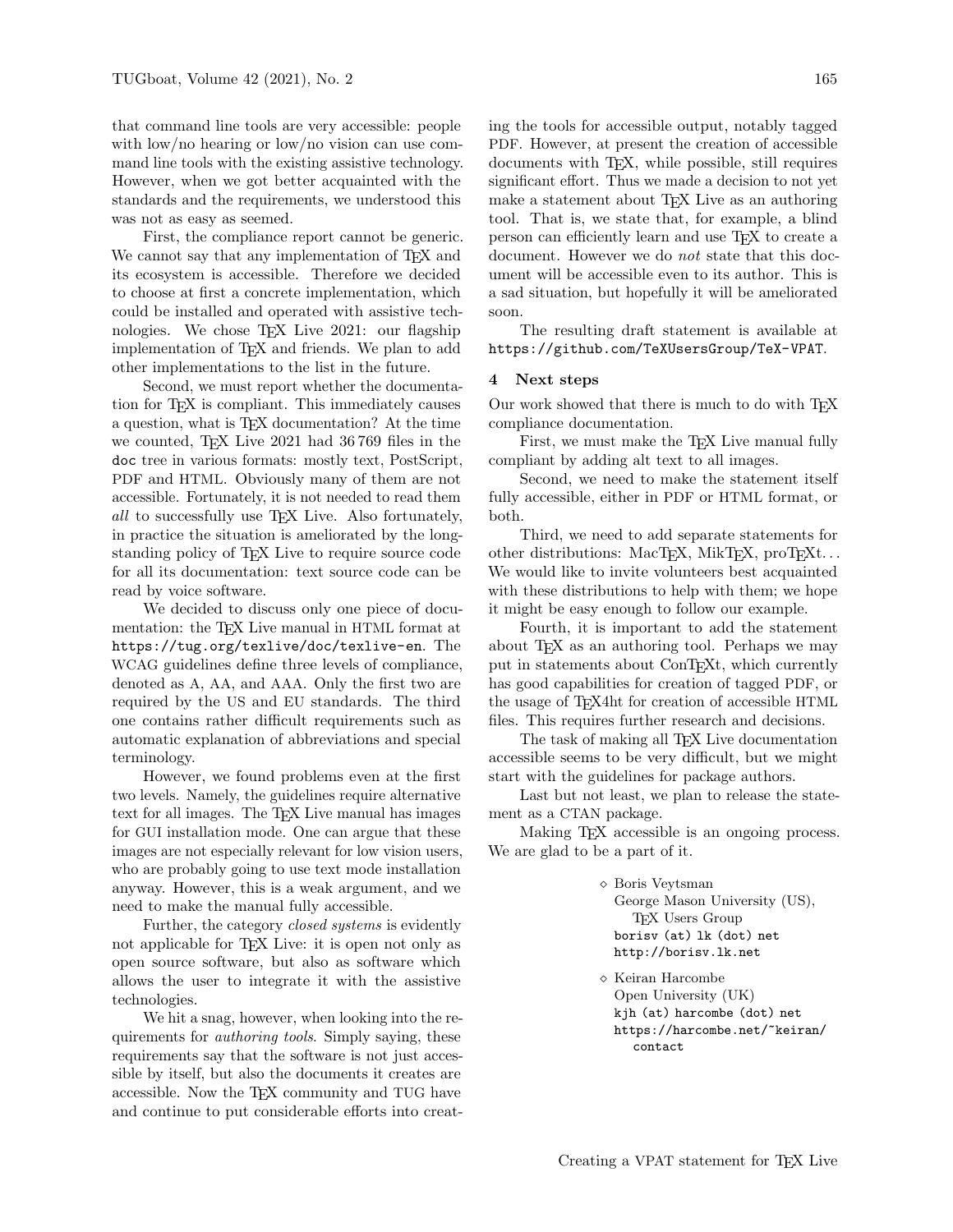that command line tools are very accessible: people with low/no hearing or low/no vision can use command line tools with the existing assistive technology. However, when we got better acquainted with the standards and the requirements, we understood this was not as easy as seemed.

First, the compliance report cannot be generic. We cannot say that any implementation of TeX and its ecosystem is accessible. Therefore we decided to choose at first a concrete implementation, which could be installed and operated with assistive technologies. We chose TeX Live 2021: our flagship implementation of TeX and friends. We plan to add other implementations to the list in the future.

Second, we must report whether the documentation for TeX is compliant. This immediately causes a question, what is TeX documentation? At the time we counted, TeX Live 2021 had 36 769 files in the `doc` tree in various formats: mostly text, PostScript, PDF and HTML. Obviously many of them are not accessible. Fortunately, it is not needed to read them *all* to successfully use TeX Live. Also fortunately, in practice the situation is ameliorated by the longstanding policy of TeX Live to require source code for all its documentation: text source code can be read by voice software.

We decided to discuss only one piece of documentation: the TeX Live manual in HTML format at `https://tug.org/texlive/doc/texlive-en`. The WCAG guidelines define three levels of compliance, denoted as A, AA, and AAA. Only the first two are required by the US and EU standards. The third one contains rather difficult requirements such as automatic explanation of abbreviations and special terminology.

However, we found problems even at the first two levels. Namely, the guidelines require alternative text for all images. The TeX Live manual has images for GUI installation mode. One can argue that these images are not especially relevant for low vision users, who are probably going to use text mode installation anyway. However, this is a weak argument, and we need to make the manual fully accessible.

Further, the category *closed systems* is evidently not applicable for TeX Live: it is open not only as open source software, but also as software which allows the user to integrate it with the assistive technologies.

We hit a snag, however, when looking into the requirements for *authoring tools*. Simply saying, these requirements say that the software is not just accessible by itself, but also the documents it creates are accessible. Now the TeX community and TUG have and continue to put considerable efforts into creating the tools for accessible output, notably tagged PDF. However, at present the creation of accessible documents with TeX, while possible, still requires significant effort. Thus we made a decision to not yet make a statement about TeX Live as an authoring tool. That is, we state that, for example, a blind person can efficiently learn and use TeX to create a document. However we do *not* state that this document will be accessible even to its author. This is a sad situation, but hopefully it will be ameliorated soon.

The resulting draft statement is available at `https://github.com/TeXUsersGroup/TeX-VPAT`.

## 4 Next steps

Our work showed that there is much to do with TeX compliance documentation.

First, we must make the TeX Live manual fully compliant by adding alt text to all images.

Second, we need to make the statement itself fully accessible, either in PDF or HTML format, or both.

Third, we need to add separate statements for other distributions: MacTeX, MikTeX, proTeXt... We would like to invite volunteers best acquainted with these distributions to help with them; we hope it might be easy enough to follow our example.

Fourth, it is important to add the statement about TeX as an authoring tool. Perhaps we may put in statements about ConTeXt, which currently has good capabilities for creation of tagged PDF, or the usage of TeX4ht for creation of accessible HTML files. This requires further research and decisions.

The task of making all TeX Live documentation accessible seems to be very difficult, but we might start with the guidelines for package authors.

Last but not least, we plan to release the statement as a CTAN package.

Making TeX accessible is an ongoing process. We are glad to be a part of it.

◇ Boris Veytsman
George Mason University (US),
TeX Users Group
`borisv (at) lk (dot) net`
`http://borisv.lk.net`

◇ Keiran Harcombe
Open University (UK)
`kjh (at) harcombe (dot) net`
`https://harcombe.net/~keiran/contact`